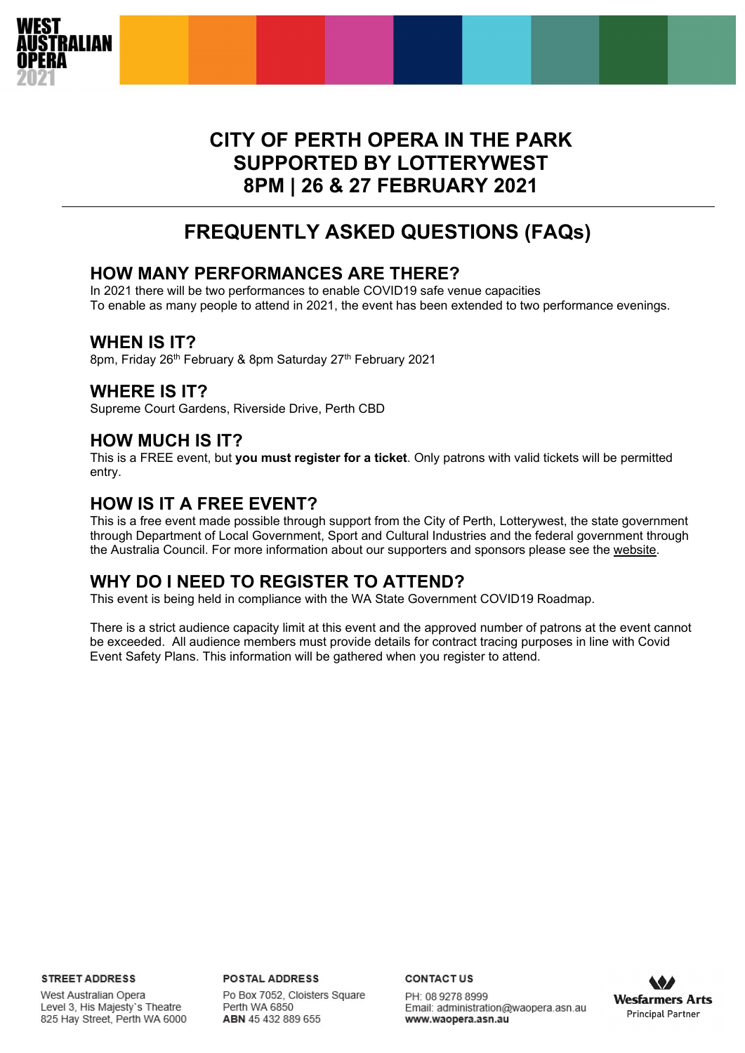# CITY OF PERTH OPERA IN THE PARK
# SUPPORTED BY LOTTERYWEST
# 8PM | 26 & 27 FEBRUARY 2021

## FREQUENTLY ASKED QUESTIONS (FAQs)

### HOW MANY PERFORMANCES ARE THERE?

In 2021 there will be two performances to enable COVID19 safe venue capacities
To enable as many people to attend in 2021, the event has been extended to two performance evenings.

### WHEN IS IT?

8pm, Friday 26th February & 8pm Saturday 27th February 2021

### WHERE IS IT?

Supreme Court Gardens, Riverside Drive, Perth CBD

### HOW MUCH IS IT?

This is a FREE event, but **you must register for a ticket**. Only patrons with valid tickets will be permitted entry.

### HOW IS IT A FREE EVENT?

This is a free event made possible through support from the City of Perth, Lotterywest, the state government through Department of Local Government, Sport and Cultural Industries and the federal government through the Australia Council. For more information about our supporters and sponsors please see the website.

### WHY DO I NEED TO REGISTER TO ATTEND?

This event is being held in compliance with the WA State Government COVID19 Roadmap.

There is a strict audience capacity limit at this event and the approved number of patrons at the event cannot be exceeded. All audience members must provide details for contract tracing purposes in line with Covid Event Safety Plans. This information will be gathered when you register to attend.

**STREET ADDRESS**
West Australian Opera
Level 3, His Majesty's Theatre
825 Hay Street, Perth WA 6000

**POSTAL ADDRESS**
Po Box 7052, Cloisters Square
Perth WA 6850
**ABN** 45 432 889 655

**CONTACT US**
PH: 08 9278 8999
Email: administration@waopera.asn.au
**www.waopera.asn.au**

Wesfarmers Arts
Principal Partner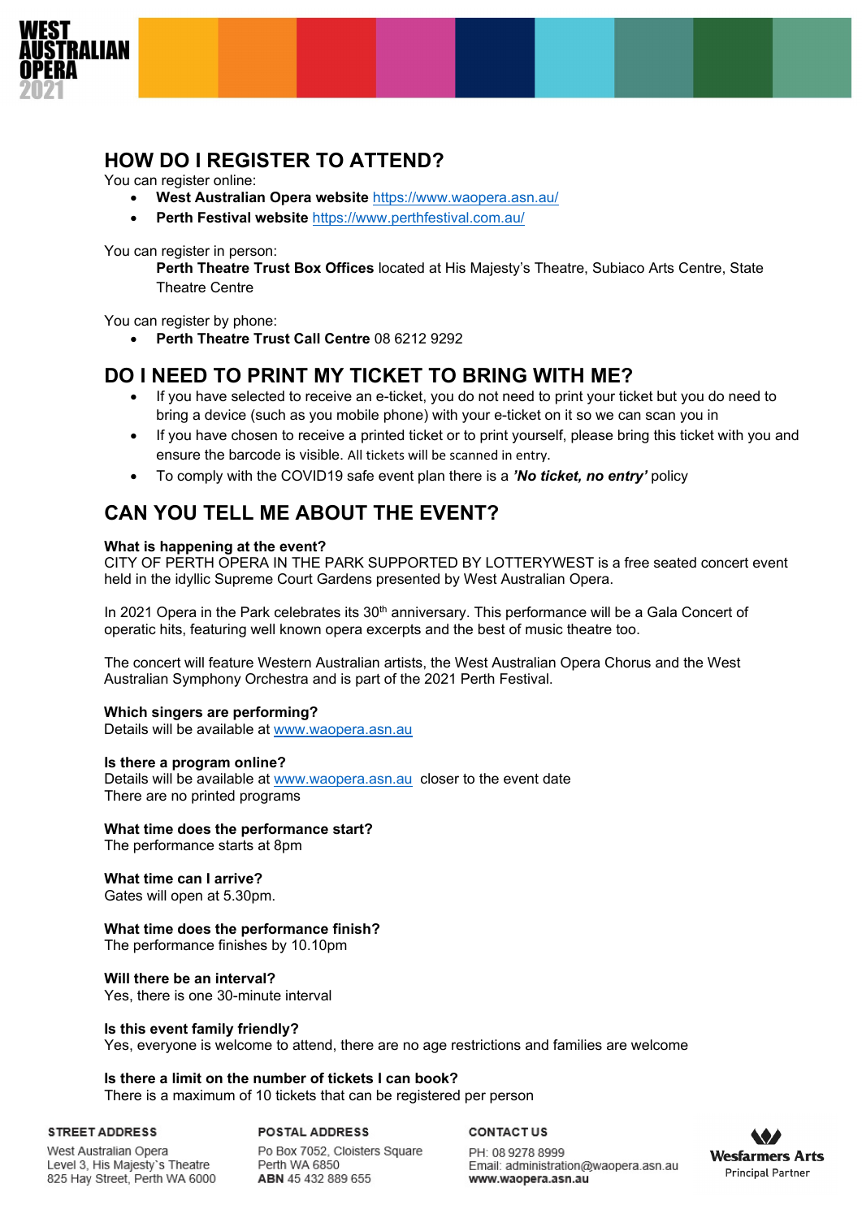## HOW DO I REGISTER TO ATTEND?

You can register online:

- **West Australian Opera website** https://www.waopera.asn.au/
- **Perth Festival website** https://www.perthfestival.com.au/

You can register in person:

**Perth Theatre Trust Box Offices** located at His Majesty's Theatre, Subiaco Arts Centre, State Theatre Centre

You can register by phone:

- **Perth Theatre Trust Call Centre** 08 6212 9292

## DO I NEED TO PRINT MY TICKET TO BRING WITH ME?

- If you have selected to receive an e-ticket, you do not need to print your ticket but you do need to bring a device (such as you mobile phone) with your e-ticket on it so we can scan you in
- If you have chosen to receive a printed ticket or to print yourself, please bring this ticket with you and ensure the barcode is visible. All tickets will be scanned in entry.
- To comply with the COVID19 safe event plan there is a ***'No ticket, no entry'*** policy

## CAN YOU TELL ME ABOUT THE EVENT?

**What is happening at the event?**
CITY OF PERTH OPERA IN THE PARK SUPPORTED BY LOTTERYWEST is a free seated concert event held in the idyllic Supreme Court Gardens presented by West Australian Opera.

In 2021 Opera in the Park celebrates its 30th anniversary. This performance will be a Gala Concert of operatic hits, featuring well known opera excerpts and the best of music theatre too.

The concert will feature Western Australian artists, the West Australian Opera Chorus and the West Australian Symphony Orchestra and is part of the 2021 Perth Festival.

**Which singers are performing?**
Details will be available at www.waopera.asn.au

**Is there a program online?**
Details will be available at www.waopera.asn.au closer to the event date
There are no printed programs

**What time does the performance start?**
The performance starts at 8pm

**What time can I arrive?**
Gates will open at 5.30pm.

**What time does the performance finish?**
The performance finishes by 10.10pm

**Will there be an interval?**
Yes, there is one 30-minute interval

**Is this event family friendly?**
Yes, everyone is welcome to attend, there are no age restrictions and families are welcome

**Is there a limit on the number of tickets I can book?**
There is a maximum of 10 tickets that can be registered per person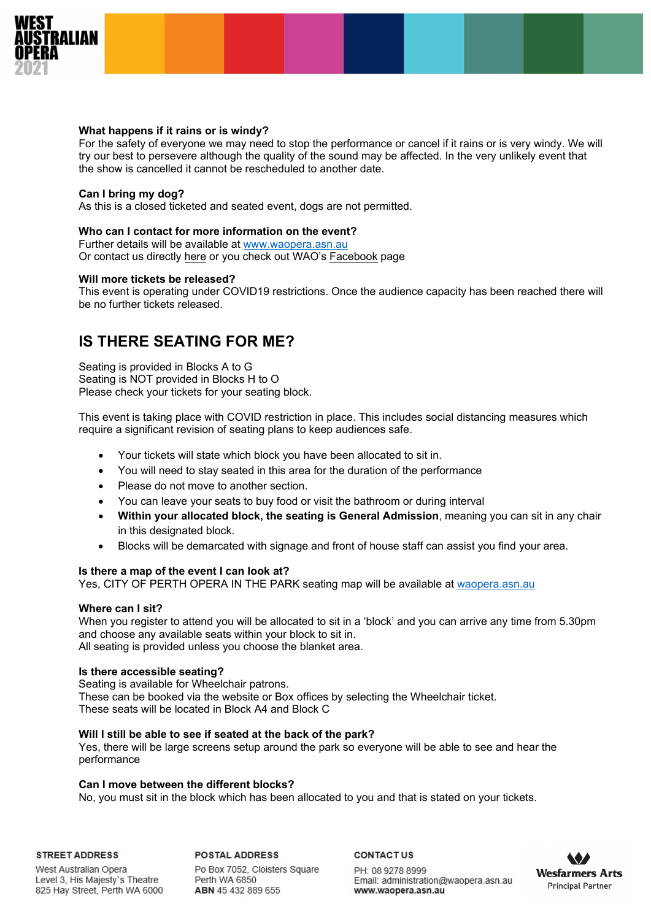**What happens if it rains or is windy?**
For the safety of everyone we may need to stop the performance or cancel if it rains or is very windy. We will try our best to persevere although the quality of the sound may be affected. In the very unlikely event that the show is cancelled it cannot be rescheduled to another date.

**Can I bring my dog?**
As this is a closed ticketed and seated event, dogs are not permitted.

**Who can I contact for more information on the event?**
Further details will be available at www.waopera.asn.au
Or contact us directly here or you check out WAO's Facebook page

**Will more tickets be released?**
This event is operating under COVID19 restrictions. Once the audience capacity has been reached there will be no further tickets released.

## IS THERE SEATING FOR ME?

Seating is provided in Blocks A to G
Seating is NOT provided in Blocks H to O
Please check your tickets for your seating block.

This event is taking place with COVID restriction in place. This includes social distancing measures which require a significant revision of seating plans to keep audiences safe.

- Your tickets will state which block you have been allocated to sit in.
- You will need to stay seated in this area for the duration of the performance
- Please do not move to another section.
- You can leave your seats to buy food or visit the bathroom or during interval
- **Within your allocated block, the seating is General Admission**, meaning you can sit in any chair in this designated block.
- Blocks will be demarcated with signage and front of house staff can assist you find your area.

**Is there a map of the event I can look at?**
Yes, CITY OF PERTH OPERA IN THE PARK seating map will be available at waopera.asn.au

**Where can I sit?**
When you register to attend you will be allocated to sit in a 'block' and you can arrive any time from 5.30pm and choose any available seats within your block to sit in.
All seating is provided unless you choose the blanket area.

**Is there accessible seating?**
Seating is available for Wheelchair patrons.
These can be booked via the website or Box offices by selecting the Wheelchair ticket.
These seats will be located in Block A4 and Block C

**Will I still be able to see if seated at the back of the park?**
Yes, there will be large screens setup around the park so everyone will be able to see and hear the performance

**Can I move between the different blocks?**
No, you must sit in the block which has been allocated to you and that is stated on your tickets.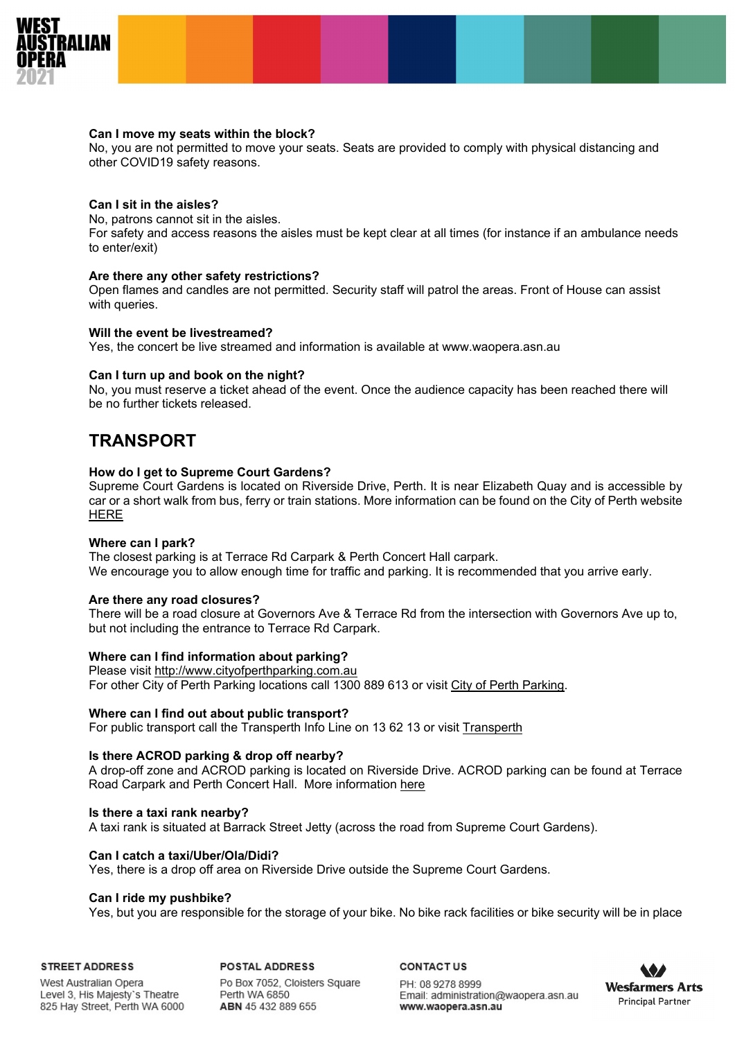**Can I move my seats within the block?**
No, you are not permitted to move your seats. Seats are provided to comply with physical distancing and other COVID19 safety reasons.

**Can I sit in the aisles?**
No, patrons cannot sit in the aisles.
For safety and access reasons the aisles must be kept clear at all times (for instance if an ambulance needs to enter/exit)

**Are there any other safety restrictions?**
Open flames and candles are not permitted. Security staff will patrol the areas. Front of House can assist with queries.

**Will the event be livestreamed?**
Yes, the concert be live streamed and information is available at www.waopera.asn.au

**Can I turn up and book on the night?**
No, you must reserve a ticket ahead of the event. Once the audience capacity has been reached there will be no further tickets released.

## TRANSPORT

**How do I get to Supreme Court Gardens?**
Supreme Court Gardens is located on Riverside Drive, Perth. It is near Elizabeth Quay and is accessible by car or a short walk from bus, ferry or train stations. More information can be found on the City of Perth website HERE

**Where can I park?**
The closest parking is at Terrace Rd Carpark & Perth Concert Hall carpark.
We encourage you to allow enough time for traffic and parking. It is recommended that you arrive early.

**Are there any road closures?**
There will be a road closure at Governors Ave & Terrace Rd from the intersection with Governors Ave up to, but not including the entrance to Terrace Rd Carpark.

**Where can I find information about parking?**
Please visit http://www.cityofperthparking.com.au
For other City of Perth Parking locations call 1300 889 613 or visit City of Perth Parking.

**Where can I find out about public transport?**
For public transport call the Transperth Info Line on 13 62 13 or visit Transperth

**Is there ACROD parking & drop off nearby?**
A drop-off zone and ACROD parking is located on Riverside Drive. ACROD parking can be found at Terrace Road Carpark and Perth Concert Hall. More information here

**Is there a taxi rank nearby?**
A taxi rank is situated at Barrack Street Jetty (across the road from Supreme Court Gardens).

**Can I catch a taxi/Uber/Ola/Didi?**
Yes, there is a drop off area on Riverside Drive outside the Supreme Court Gardens.

**Can I ride my pushbike?**
Yes, but you are responsible for the storage of your bike. No bike rack facilities or bike security will be in place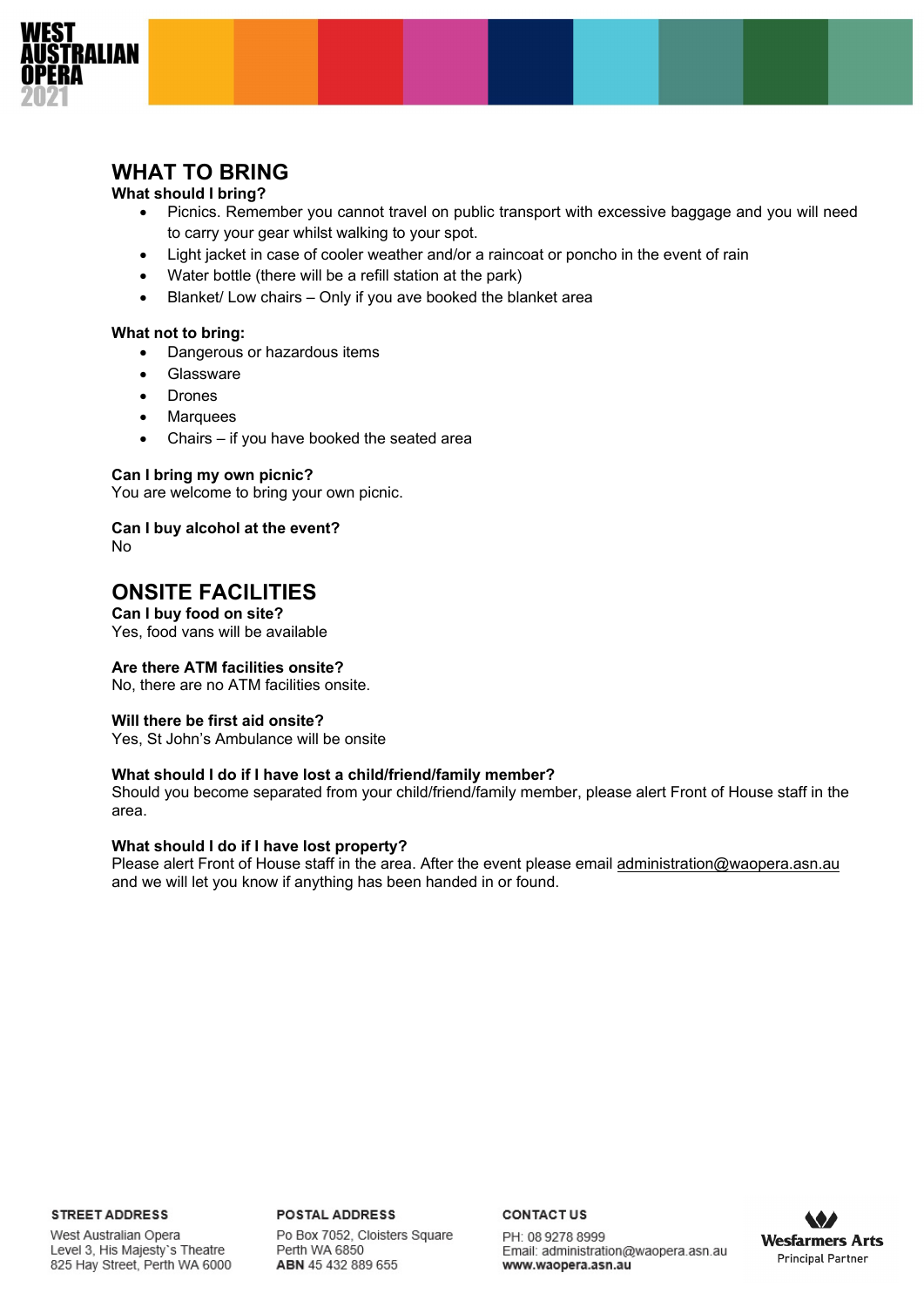## WHAT TO BRING

**What should I bring?**

- Picnics. Remember you cannot travel on public transport with excessive baggage and you will need to carry your gear whilst walking to your spot.
- Light jacket in case of cooler weather and/or a raincoat or poncho in the event of rain
- Water bottle (there will be a refill station at the park)
- Blanket/ Low chairs – Only if you ave booked the blanket area

**What not to bring:**

- Dangerous or hazardous items
- Glassware
- Drones
- Marquees
- Chairs – if you have booked the seated area

**Can I bring my own picnic?**
You are welcome to bring your own picnic.

**Can I buy alcohol at the event?**
No

## ONSITE FACILITIES

**Can I buy food on site?**
Yes, food vans will be available

**Are there ATM facilities onsite?**
No, there are no ATM facilities onsite.

**Will there be first aid onsite?**
Yes, St John's Ambulance will be onsite

**What should I do if I have lost a child/friend/family member?**
Should you become separated from your child/friend/family member, please alert Front of House staff in the area.

**What should I do if I have lost property?**
Please alert Front of House staff in the area. After the event please email administration@waopera.asn.au and we will let you know if anything has been handed in or found.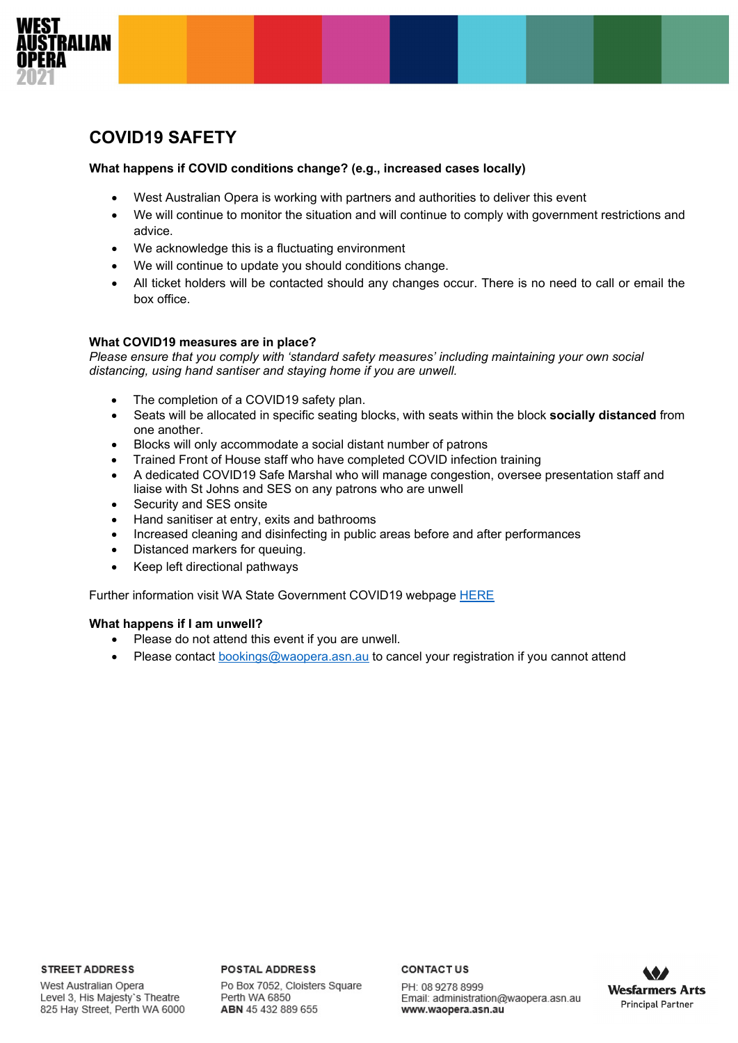# COVID19 SAFETY

**What happens if COVID conditions change? (e.g., increased cases locally)**

- West Australian Opera is working with partners and authorities to deliver this event
- We will continue to monitor the situation and will continue to comply with government restrictions and advice.
- We acknowledge this is a fluctuating environment
- We will continue to update you should conditions change.
- All ticket holders will be contacted should any changes occur. There is no need to call or email the box office.

**What COVID19 measures are in place?**

*Please ensure that you comply with 'standard safety measures' including maintaining your own social distancing, using hand santiser and staying home if you are unwell.*

- The completion of a COVID19 safety plan.
- Seats will be allocated in specific seating blocks, with seats within the block **socially distanced** from one another.
- Blocks will only accommodate a social distant number of patrons
- Trained Front of House staff who have completed COVID infection training
- A dedicated COVID19 Safe Marshal who will manage congestion, oversee presentation staff and liaise with St Johns and SES on any patrons who are unwell
- Security and SES onsite
- Hand sanitiser at entry, exits and bathrooms
- Increased cleaning and disinfecting in public areas before and after performances
- Distanced markers for queuing.
- Keep left directional pathways

Further information visit WA State Government COVID19 webpage [HERE]

**What happens if I am unwell?**

- Please do not attend this event if you are unwell.
- Please contact bookings@waopera.asn.au to cancel your registration if you cannot attend

**STREET ADDRESS**
West Australian Opera
Level 3, His Majesty's Theatre
825 Hay Street, Perth WA 6000

**POSTAL ADDRESS**
Po Box 7052, Cloisters Square
Perth WA 6850
**ABN** 45 432 889 655

**CONTACT US**
PH: 08 9278 8999
Email: administration@waopera.asn.au
**www.waopera.asn.au**

Wesfarmers Arts
Principal Partner